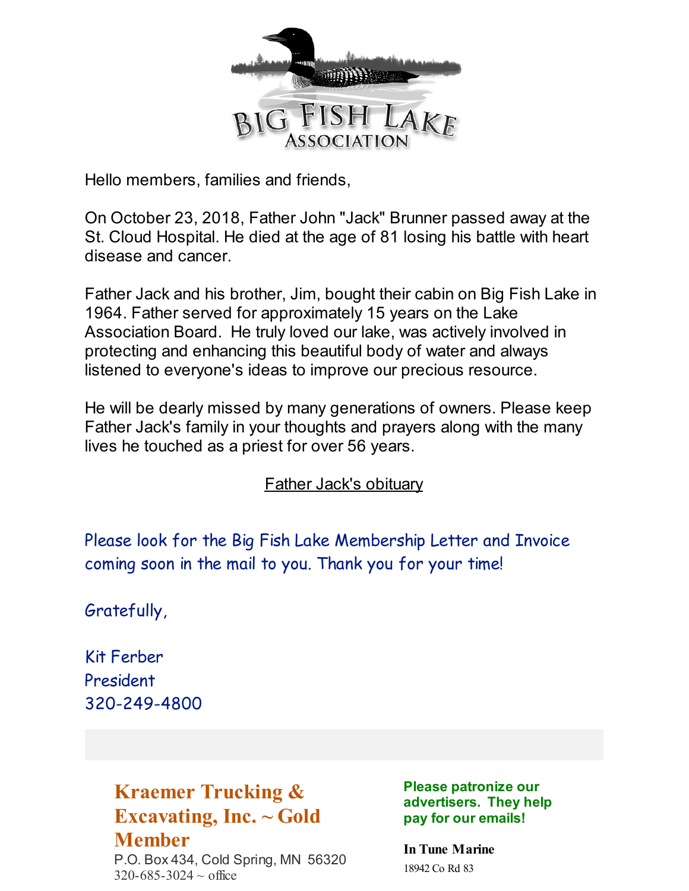# Big Fish Lake Association

Hello members, families and friends,

On October 23, 2018, Father John "Jack" Brunner passed away at the St. Cloud Hospital. He died at the age of 81 losing his battle with heart disease and cancer.

Father Jack and his brother, Jim, bought their cabin on Big Fish Lake in 1964. Father served for approximately 15 years on the Lake Association Board. He truly loved our lake, was actively involved in protecting and enhancing this beautiful body of water and always listened to everyone's ideas to improve our precious resource.

He will be dearly missed by many generations of owners. Please keep Father Jack's family in your thoughts and prayers along with the many lives he touched as a priest for over 56 years.

Father Jack's obituary

Please look for the Big Fish Lake Membership Letter and Invoice coming soon in the mail to you. Thank you for your time!

Gratefully,

Kit Ferber
President
320-249-4800

## Kraemer Trucking & Excavating, Inc. ~ Gold Member

P.O. Box 434, Cold Spring, MN 56320
320-685-3024 ~ office

**Please patronize our advertisers. They help pay for our emails!**

**In Tune Marine**
18942 Co Rd 83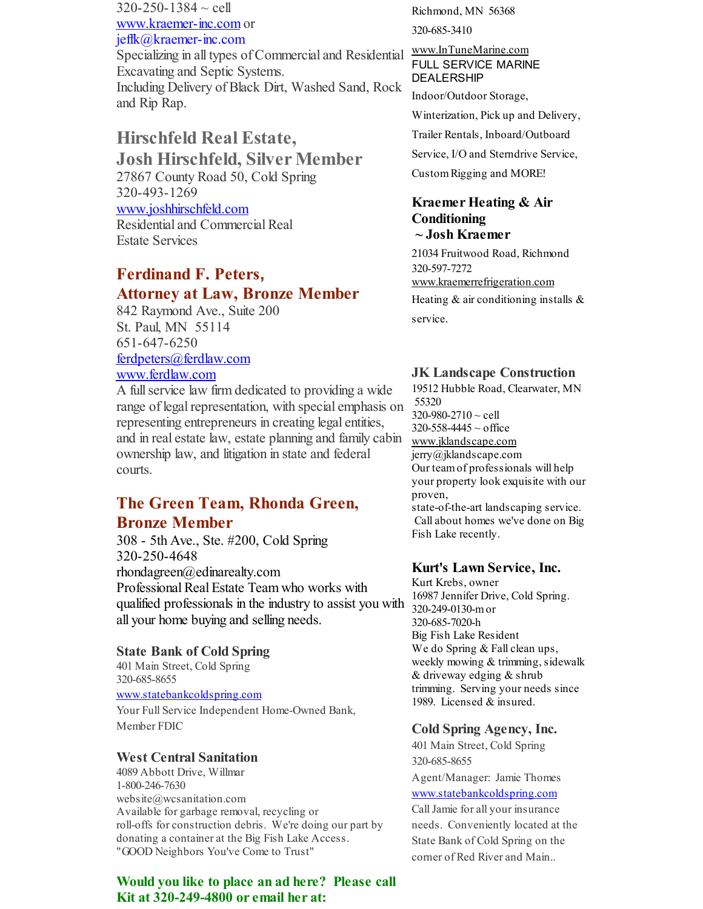320-250-1384 ~ cell
www.kraemer-inc.com or
jeffk@kraemer-inc.com
Specializing in all types of Commercial and Residential Excavating and Septic Systems.
Including Delivery of Black Dirt, Washed Sand, Rock and Rip Rap.

## Hirschfeld Real Estate, Josh Hirschfeld, Silver Member

27867 County Road 50, Cold Spring
320-493-1269
www.joshhirschfeld.com
Residential and Commercial Real Estate Services

## Ferdinand F. Peters, Attorney at Law, Bronze Member

842 Raymond Ave., Suite 200
St. Paul, MN 55114
651-647-6250
ferdpeters@ferdlaw.com
www.ferdlaw.com
A full service law firm dedicated to providing a wide range of legal representation, with special emphasis on representing entrepreneurs in creating legal entities, and in real estate law, estate planning and family cabin ownership law, and litigation in state and federal courts.

## The Green Team, Rhonda Green, Bronze Member

308 - 5th Ave., Ste. #200, Cold Spring
320-250-4648
rhondagreen@edinarealty.com
Professional Real Estate Team who works with qualified professionals in the industry to assist you with all your home buying and selling needs.

### State Bank of Cold Spring

401 Main Street, Cold Spring
320-685-8655
www.statebankcoldspring.com
Your Full Service Independent Home-Owned Bank, Member FDIC

### West Central Sanitation

4089 Abbott Drive, Willmar
1-800-246-7630
website@wcsanitation.com
Available for garbage removal, recycling or roll-offs for construction debris. We're doing our part by donating a container at the Big Fish Lake Access.
"GOOD Neighbors You've Come to Trust"

**Would you like to place an ad here? Please call Kit at 320-249-4800 or email her at:**

Richmond, MN 56368
320-685-3410
www.InTuneMarine.com
FULL SERVICE MARINE DEALERSHIP
Indoor/Outdoor Storage, Winterization, Pick up and Delivery, Trailer Rentals, Inboard/Outboard Service, I/O and Sterndrive Service, Custom Rigging and MORE!

### Kraemer Heating & Air Conditioning ~ Josh Kraemer

21034 Fruitwood Road, Richmond
320-597-7272
www.kraemerrefrigeration.com
Heating & air conditioning installs & service.

### JK Landscape Construction

19512 Hubble Road, Clearwater, MN 55320
320-980-2710 ~ cell
320-558-4445 ~ office
www.jklandscape.com
jerry@jklandscape.com
Our team of professionals will help your property look exquisite with our proven, state-of-the-art landscaping service. Call about homes we've done on Big Fish Lake recently.

### Kurt's Lawn Service, Inc.

Kurt Krebs, owner
16987 Jennifer Drive, Cold Spring.
320-249-0130-m or
320-685-7020-h
Big Fish Lake Resident
We do Spring & Fall clean ups, weekly mowing & trimming, sidewalk & driveway edging & shrub trimming. Serving your needs since 1989. Licensed & insured.

### Cold Spring Agency, Inc.

401 Main Street, Cold Spring
320-685-8655
Agent/Manager: Jamie Thomes
www.statebankcoldspring.com
Call Jamie for all your insurance needs. Conveniently located at the State Bank of Cold Spring on the corner of Red River and Main..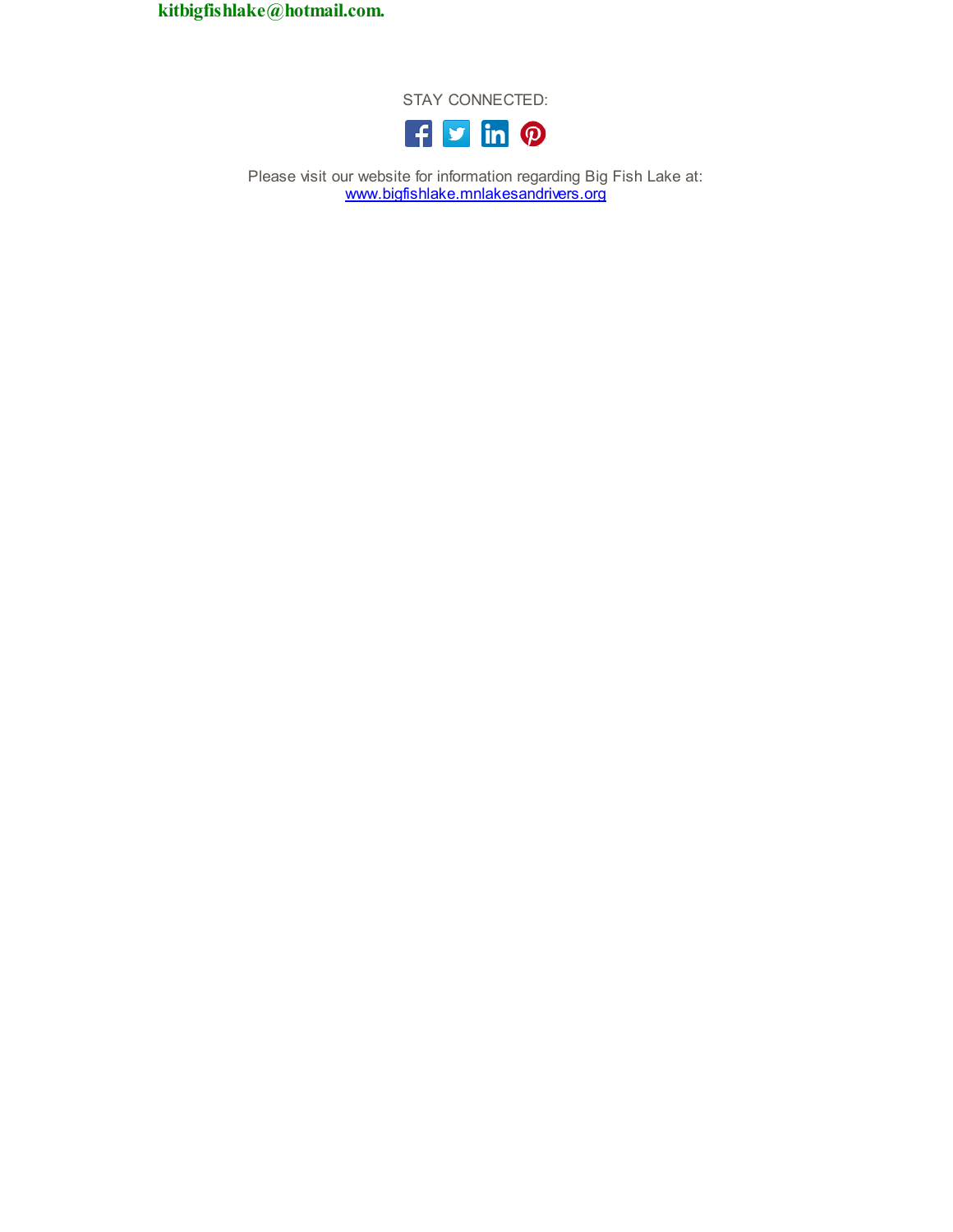**kitbigfishlake@hotmail.com.**

STAY CONNECTED:

Please visit our website for information regarding Big Fish Lake at:
[www.bigfishlake.mnlakesandrivers.org](http://www.bigfishlake.mnlakesandrivers.org)